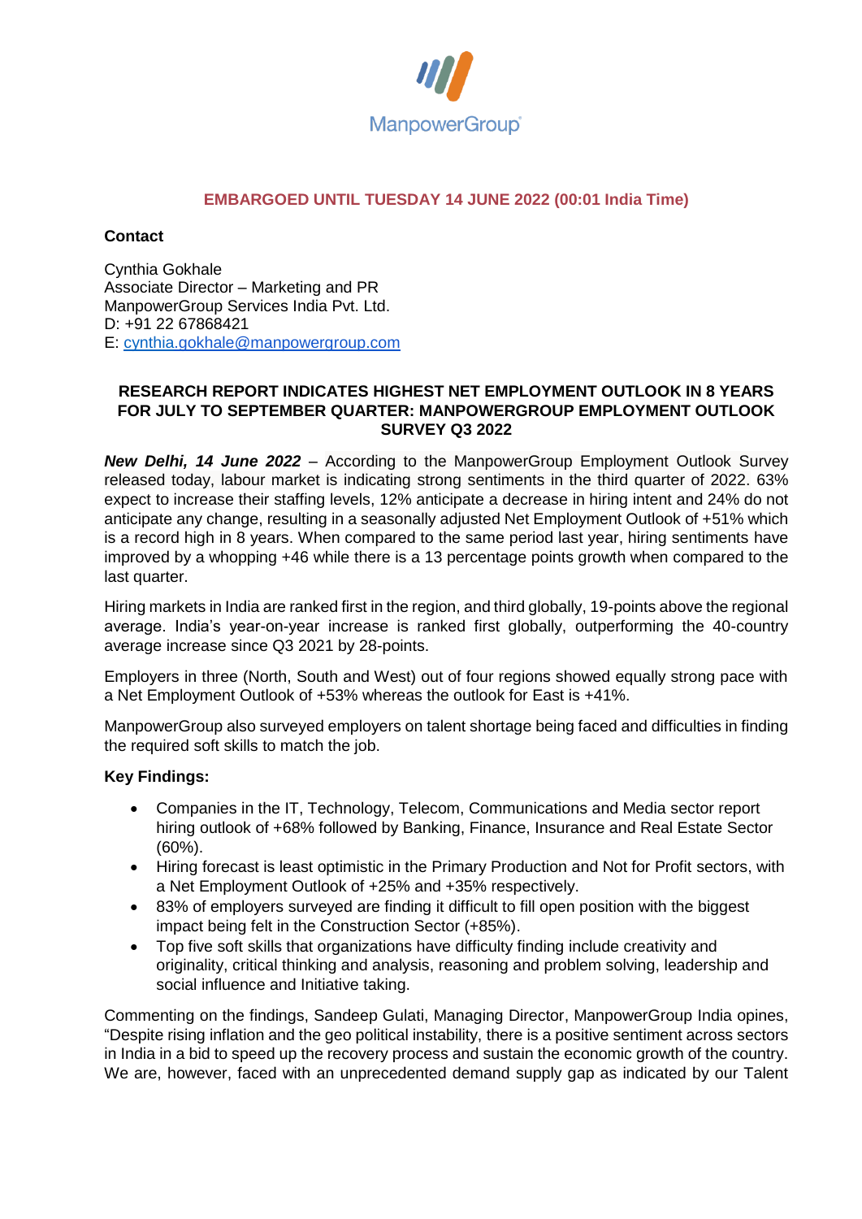ManpowerGroup

**EMBARGOED UNTIL TUESDAY 14 JUNE 2022 (00:01 India Time)**

**Contact**

Cynthia Gokhale
Associate Director – Marketing and PR
ManpowerGroup Services India Pvt. Ltd.
D: +91 22 67868421
E: cynthia.gokhale@manpowergroup.com

**RESEARCH REPORT INDICATES HIGHEST NET EMPLOYMENT OUTLOOK IN 8 YEARS FOR JULY TO SEPTEMBER QUARTER: MANPOWERGROUP EMPLOYMENT OUTLOOK SURVEY Q3 2022**

***New Delhi, 14 June 2022*** – According to the ManpowerGroup Employment Outlook Survey released today, labour market is indicating strong sentiments in the third quarter of 2022. 63% expect to increase their staffing levels, 12% anticipate a decrease in hiring intent and 24% do not anticipate any change, resulting in a seasonally adjusted Net Employment Outlook of +51% which is a record high in 8 years. When compared to the same period last year, hiring sentiments have improved by a whopping +46 while there is a 13 percentage points growth when compared to the last quarter.

Hiring markets in India are ranked first in the region, and third globally, 19-points above the regional average. India's year-on-year increase is ranked first globally, outperforming the 40-country average increase since Q3 2021 by 28-points.

Employers in three (North, South and West) out of four regions showed equally strong pace with a Net Employment Outlook of +53% whereas the outlook for East is +41%.

ManpowerGroup also surveyed employers on talent shortage being faced and difficulties in finding the required soft skills to match the job.

**Key Findings:**

- Companies in the IT, Technology, Telecom, Communications and Media sector report hiring outlook of +68% followed by Banking, Finance, Insurance and Real Estate Sector (60%).
- Hiring forecast is least optimistic in the Primary Production and Not for Profit sectors, with a Net Employment Outlook of +25% and +35% respectively.
- 83% of employers surveyed are finding it difficult to fill open position with the biggest impact being felt in the Construction Sector (+85%).
- Top five soft skills that organizations have difficulty finding include creativity and originality, critical thinking and analysis, reasoning and problem solving, leadership and social influence and Initiative taking.

Commenting on the findings, Sandeep Gulati, Managing Director, ManpowerGroup India opines, "Despite rising inflation and the geo political instability, there is a positive sentiment across sectors in India in a bid to speed up the recovery process and sustain the economic growth of the country. We are, however, faced with an unprecedented demand supply gap as indicated by our Talent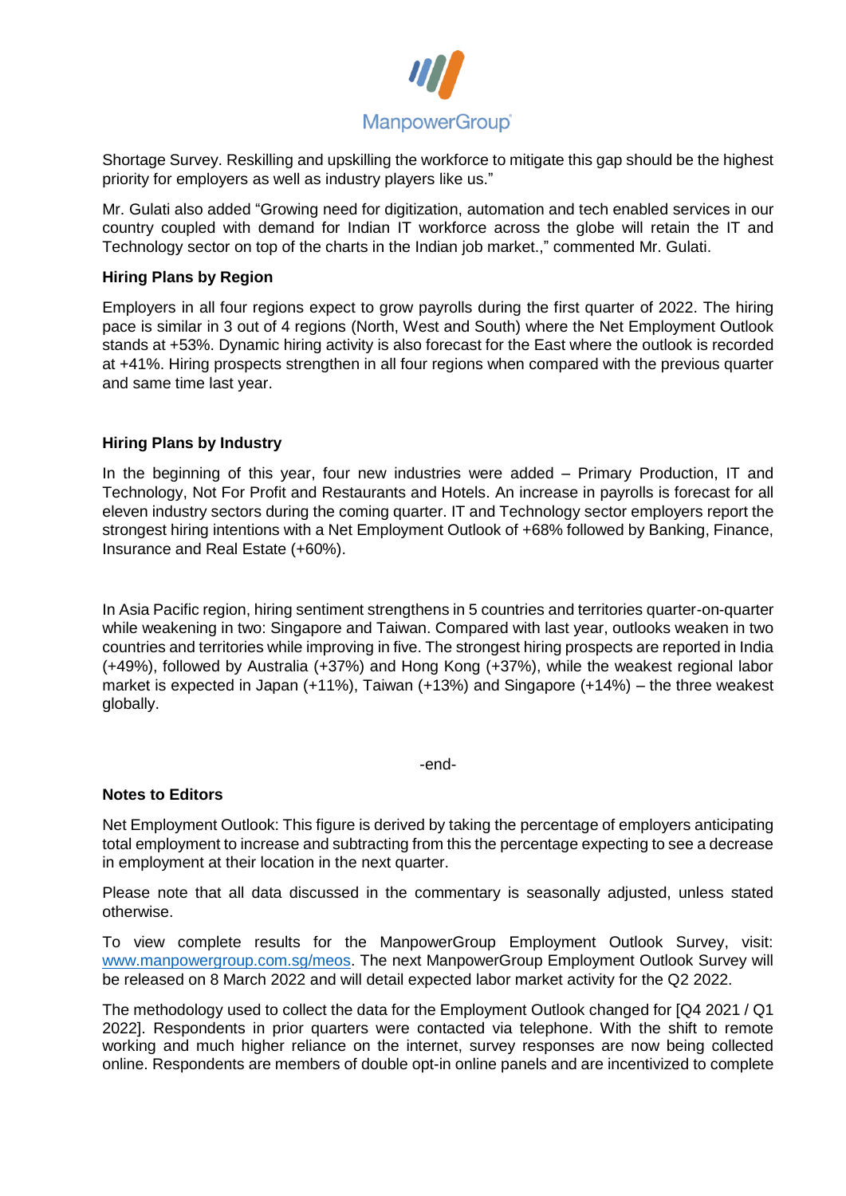Shortage Survey. Reskilling and upskilling the workforce to mitigate this gap should be the highest priority for employers as well as industry players like us."

Mr. Gulati also added "Growing need for digitization, automation and tech enabled services in our country coupled with demand for Indian IT workforce across the globe will retain the IT and Technology sector on top of the charts in the Indian job market.," commented Mr. Gulati.

**Hiring Plans by Region**

Employers in all four regions expect to grow payrolls during the first quarter of 2022. The hiring pace is similar in 3 out of 4 regions (North, West and South) where the Net Employment Outlook stands at +53%. Dynamic hiring activity is also forecast for the East where the outlook is recorded at +41%. Hiring prospects strengthen in all four regions when compared with the previous quarter and same time last year.

**Hiring Plans by Industry**

In the beginning of this year, four new industries were added – Primary Production, IT and Technology, Not For Profit and Restaurants and Hotels. An increase in payrolls is forecast for all eleven industry sectors during the coming quarter. IT and Technology sector employers report the strongest hiring intentions with a Net Employment Outlook of +68% followed by Banking, Finance, Insurance and Real Estate (+60%).

In Asia Pacific region, hiring sentiment strengthens in 5 countries and territories quarter-on-quarter while weakening in two: Singapore and Taiwan. Compared with last year, outlooks weaken in two countries and territories while improving in five. The strongest hiring prospects are reported in India (+49%), followed by Australia (+37%) and Hong Kong (+37%), while the weakest regional labor market is expected in Japan (+11%), Taiwan (+13%) and Singapore (+14%) – the three weakest globally.

-end-

**Notes to Editors**

Net Employment Outlook: This figure is derived by taking the percentage of employers anticipating total employment to increase and subtracting from this the percentage expecting to see a decrease in employment at their location in the next quarter.

Please note that all data discussed in the commentary is seasonally adjusted, unless stated otherwise.

To view complete results for the ManpowerGroup Employment Outlook Survey, visit: www.manpowergroup.com.sg/meos. The next ManpowerGroup Employment Outlook Survey will be released on 8 March 2022 and will detail expected labor market activity for the Q2 2022.

The methodology used to collect the data for the Employment Outlook changed for [Q4 2021 / Q1 2022]. Respondents in prior quarters were contacted via telephone. With the shift to remote working and much higher reliance on the internet, survey responses are now being collected online. Respondents are members of double opt-in online panels and are incentivized to complete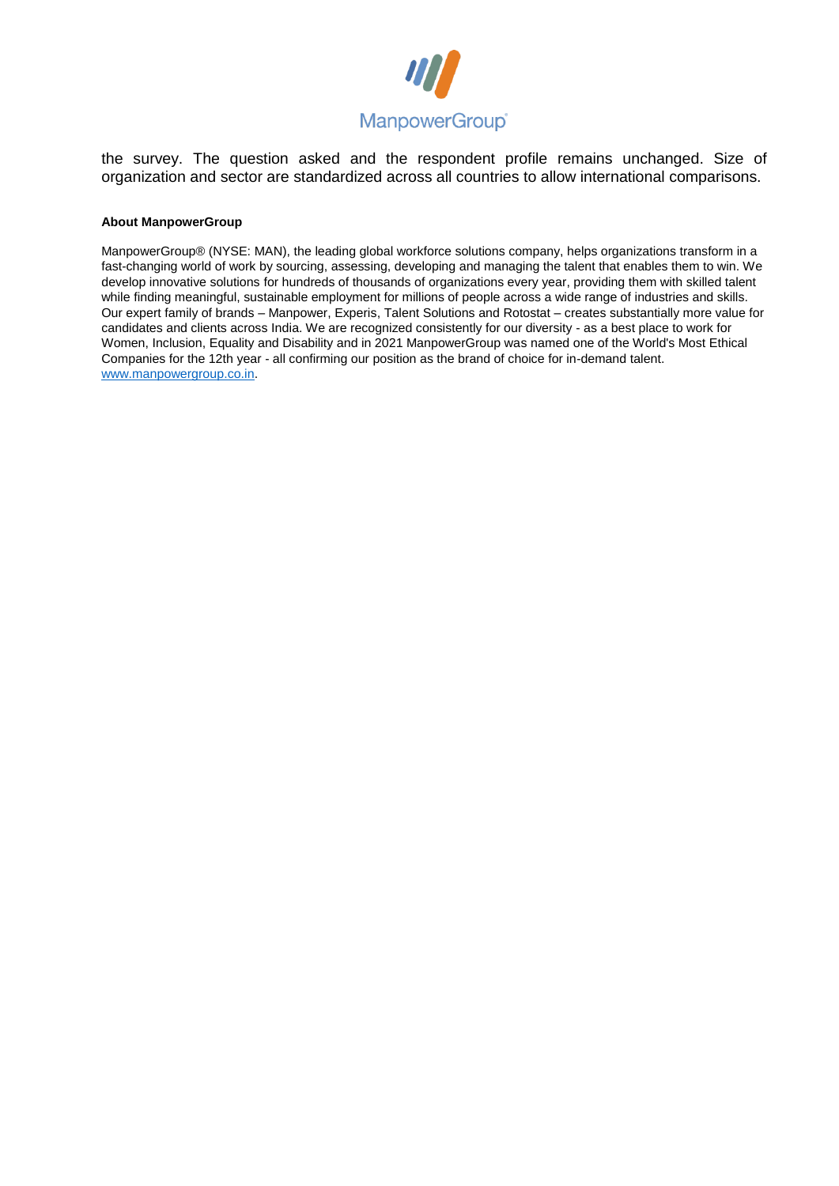the survey. The question asked and the respondent profile remains unchanged. Size of organization and sector are standardized across all countries to allow international comparisons.

**About ManpowerGroup**

ManpowerGroup® (NYSE: MAN), the leading global workforce solutions company, helps organizations transform in a fast-changing world of work by sourcing, assessing, developing and managing the talent that enables them to win. We develop innovative solutions for hundreds of thousands of organizations every year, providing them with skilled talent while finding meaningful, sustainable employment for millions of people across a wide range of industries and skills. Our expert family of brands – Manpower, Experis, Talent Solutions and Rotostat – creates substantially more value for candidates and clients across India. We are recognized consistently for our diversity - as a best place to work for Women, Inclusion, Equality and Disability and in 2021 ManpowerGroup was named one of the World's Most Ethical Companies for the 12th year - all confirming our position as the brand of choice for in-demand talent. www.manpowergroup.co.in.